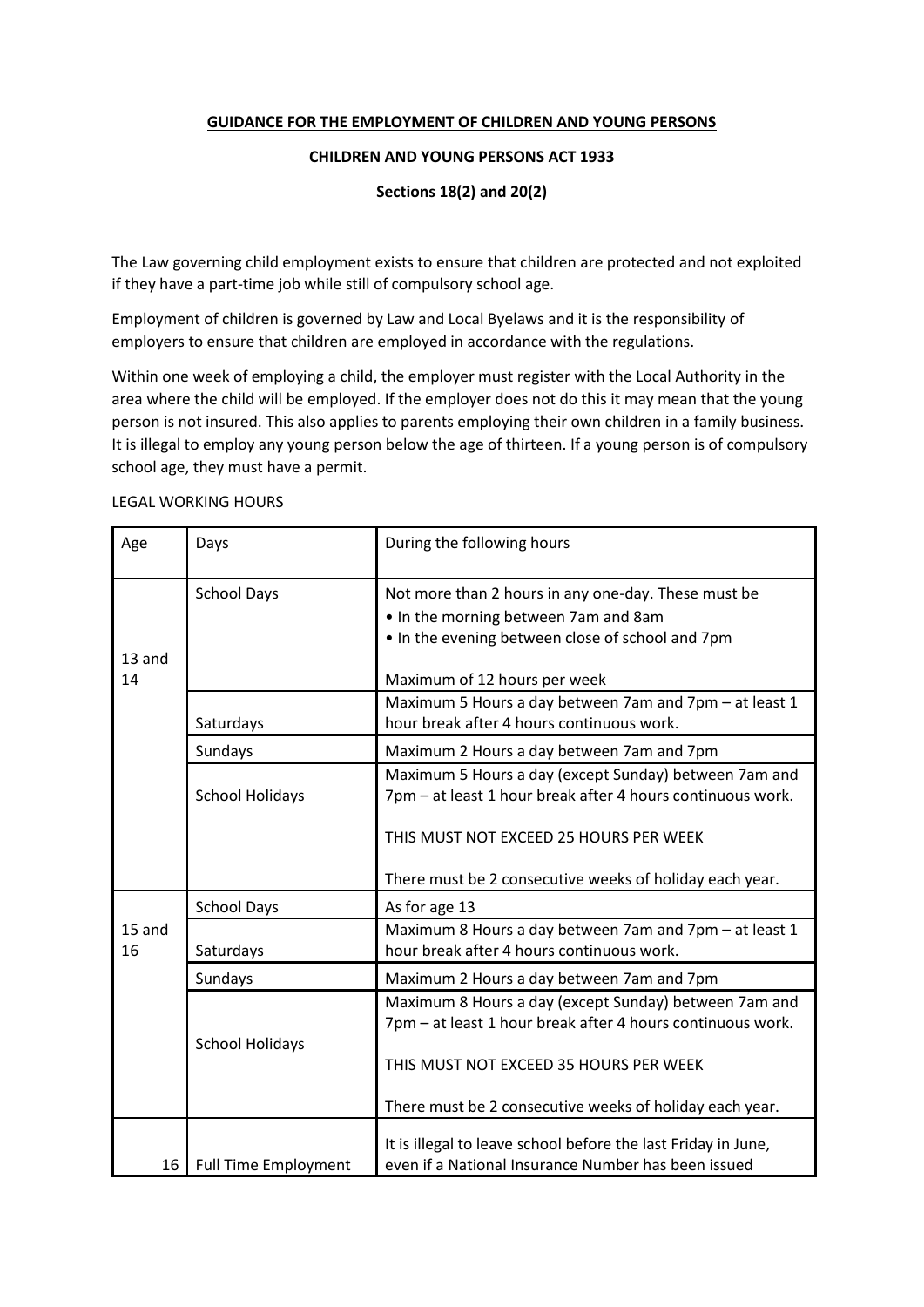**GUIDANCE FOR THE EMPLOYMENT OF CHILDREN AND YOUNG PERSONS**

**CHILDREN AND YOUNG PERSONS ACT 1933**

**Sections 18(2) and 20(2)**

The Law governing child employment exists to ensure that children are protected and not exploited if they have a part-time job while still of compulsory school age.

Employment of children is governed by Law and Local Byelaws and it is the responsibility of employers to ensure that children are employed in accordance with the regulations.

Within one week of employing a child, the employer must register with the Local Authority in the area where the child will be employed. If the employer does not do this it may mean that the young person is not insured. This also applies to parents employing their own children in a family business. It is illegal to employ any young person below the age of thirteen. If a young person is of compulsory school age, they must have a permit.

LEGAL WORKING HOURS

| Age | Days | During the following hours |
|---|---|---|
| 13 and 14 | School Days | Not more than 2 hours in any one-day. These must be<br>• In the morning between 7am and 8am<br>• In the evening between close of school and 7pm<br><br>Maximum of 12 hours per week |
| | Saturdays | Maximum 5 Hours a day between 7am and 7pm – at least 1 hour break after 4 hours continuous work. |
| | Sundays | Maximum 2 Hours a day between 7am and 7pm |
| | School Holidays | Maximum 5 Hours a day (except Sunday) between 7am and 7pm – at least 1 hour break after 4 hours continuous work.<br><br>THIS MUST NOT EXCEED 25 HOURS PER WEEK<br><br>There must be 2 consecutive weeks of holiday each year. |
| 15 and 16 | School Days | As for age 13 |
| | Saturdays | Maximum 8 Hours a day between 7am and 7pm – at least 1 hour break after 4 hours continuous work. |
| | Sundays | Maximum 2 Hours a day between 7am and 7pm |
| | School Holidays | Maximum 8 Hours a day (except Sunday) between 7am and 7pm – at least 1 hour break after 4 hours continuous work.<br><br>THIS MUST NOT EXCEED 35 HOURS PER WEEK<br><br>There must be 2 consecutive weeks of holiday each year. |
| 16 | Full Time Employment | It is illegal to leave school before the last Friday in June, even if a National Insurance Number has been issued |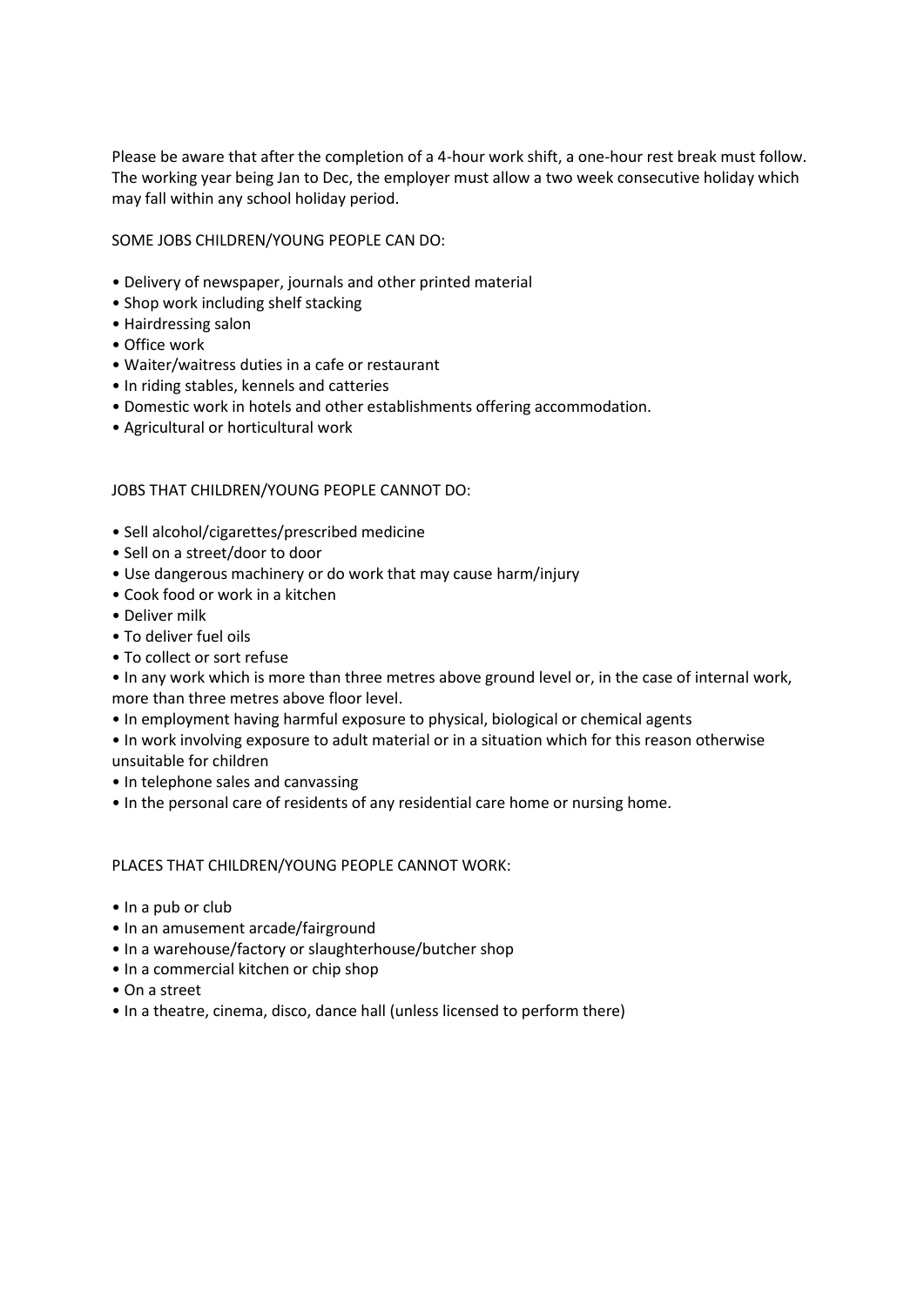Please be aware that after the completion of a 4-hour work shift, a one-hour rest break must follow. The working year being Jan to Dec, the employer must allow a two week consecutive holiday which may fall within any school holiday period.

SOME JOBS CHILDREN/YOUNG PEOPLE CAN DO:

- Delivery of newspaper, journals and other printed material
- Shop work including shelf stacking
- Hairdressing salon
- Office work
- Waiter/waitress duties in a cafe or restaurant
- In riding stables, kennels and catteries
- Domestic work in hotels and other establishments offering accommodation.
- Agricultural or horticultural work

JOBS THAT CHILDREN/YOUNG PEOPLE CANNOT DO:

- Sell alcohol/cigarettes/prescribed medicine
- Sell on a street/door to door
- Use dangerous machinery or do work that may cause harm/injury
- Cook food or work in a kitchen
- Deliver milk
- To deliver fuel oils
- To collect or sort refuse
- In any work which is more than three metres above ground level or, in the case of internal work, more than three metres above floor level.
- In employment having harmful exposure to physical, biological or chemical agents
- In work involving exposure to adult material or in a situation which for this reason otherwise unsuitable for children
- In telephone sales and canvassing
- In the personal care of residents of any residential care home or nursing home.

PLACES THAT CHILDREN/YOUNG PEOPLE CANNOT WORK:

- In a pub or club
- In an amusement arcade/fairground
- In a warehouse/factory or slaughterhouse/butcher shop
- In a commercial kitchen or chip shop
- On a street
- In a theatre, cinema, disco, dance hall (unless licensed to perform there)